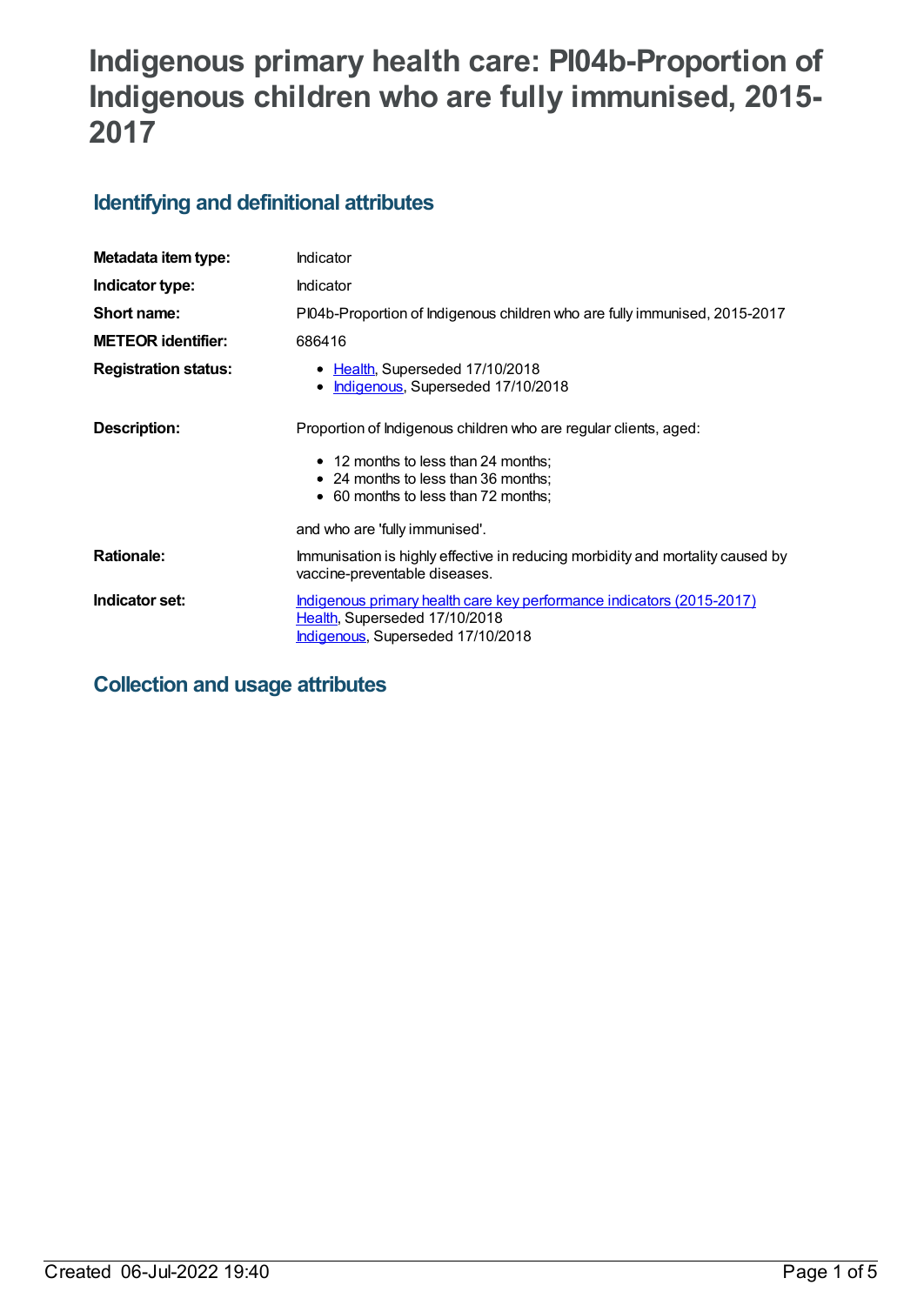# Indigenous primary health care: PI04b-Proportion of Indigenous children who are fully immunised, 2015-2017

## Identifying and definitional attributes

| | |
|---|---|
| **Metadata item type:** | Indicator |
| **Indicator type:** | Indicator |
| **Short name:** | PI04b-Proportion of Indigenous children who are fully immunised, 2015-2017 |
| **METEOR identifier:** | 686416 |
| **Registration status:** | • Health, Superseded 17/10/2018<br>• Indigenous, Superseded 17/10/2018 |
| **Description:** | Proportion of Indigenous children who are regular clients, aged:<br>• 12 months to less than 24 months;<br>• 24 months to less than 36 months;<br>• 60 months to less than 72 months;<br><br>and who are 'fully immunised'. |
| **Rationale:** | Immunisation is highly effective in reducing morbidity and mortality caused by vaccine-preventable diseases. |
| **Indicator set:** | Indigenous primary health care key performance indicators (2015-2017)<br>Health, Superseded 17/10/2018<br>Indigenous, Superseded 17/10/2018 |

## Collection and usage attributes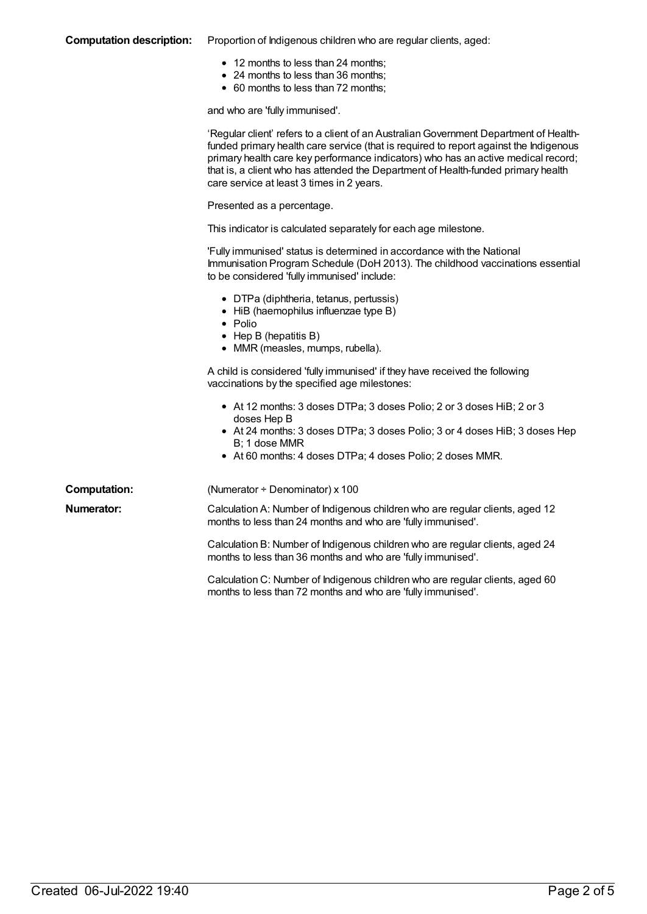**Computation description:** Proportion of Indigenous children who are regular clients, aged:

- 12 months to less than 24 months;
- 24 months to less than 36 months;
- 60 months to less than 72 months;

and who are 'fully immunised'.

'Regular client' refers to a client of an Australian Government Department of Health-funded primary health care service (that is required to report against the Indigenous primary health care key performance indicators) who has an active medical record; that is, a client who has attended the Department of Health-funded primary health care service at least 3 times in 2 years.

Presented as a percentage.

This indicator is calculated separately for each age milestone.

'Fully immunised' status is determined in accordance with the National Immunisation Program Schedule (DoH 2013). The childhood vaccinations essential to be considered 'fully immunised' include:

- DTPa (diphtheria, tetanus, pertussis)
- HiB (haemophilus influenzae type B)
- Polio
- Hep B (hepatitis B)
- MMR (measles, mumps, rubella).

A child is considered 'fully immunised' if they have received the following vaccinations by the specified age milestones:

- At 12 months: 3 doses DTPa; 3 doses Polio; 2 or 3 doses HiB; 2 or 3 doses Hep B
- At 24 months: 3 doses DTPa; 3 doses Polio; 3 or 4 doses HiB; 3 doses Hep B; 1 dose MMR
- At 60 months: 4 doses DTPa; 4 doses Polio; 2 doses MMR.

**Computation:** (Numerator ÷ Denominator) x 100

**Numerator:** Calculation A: Number of Indigenous children who are regular clients, aged 12 months to less than 24 months and who are 'fully immunised'.

Calculation B: Number of Indigenous children who are regular clients, aged 24 months to less than 36 months and who are 'fully immunised'.

Calculation C: Number of Indigenous children who are regular clients, aged 60 months to less than 72 months and who are 'fully immunised'.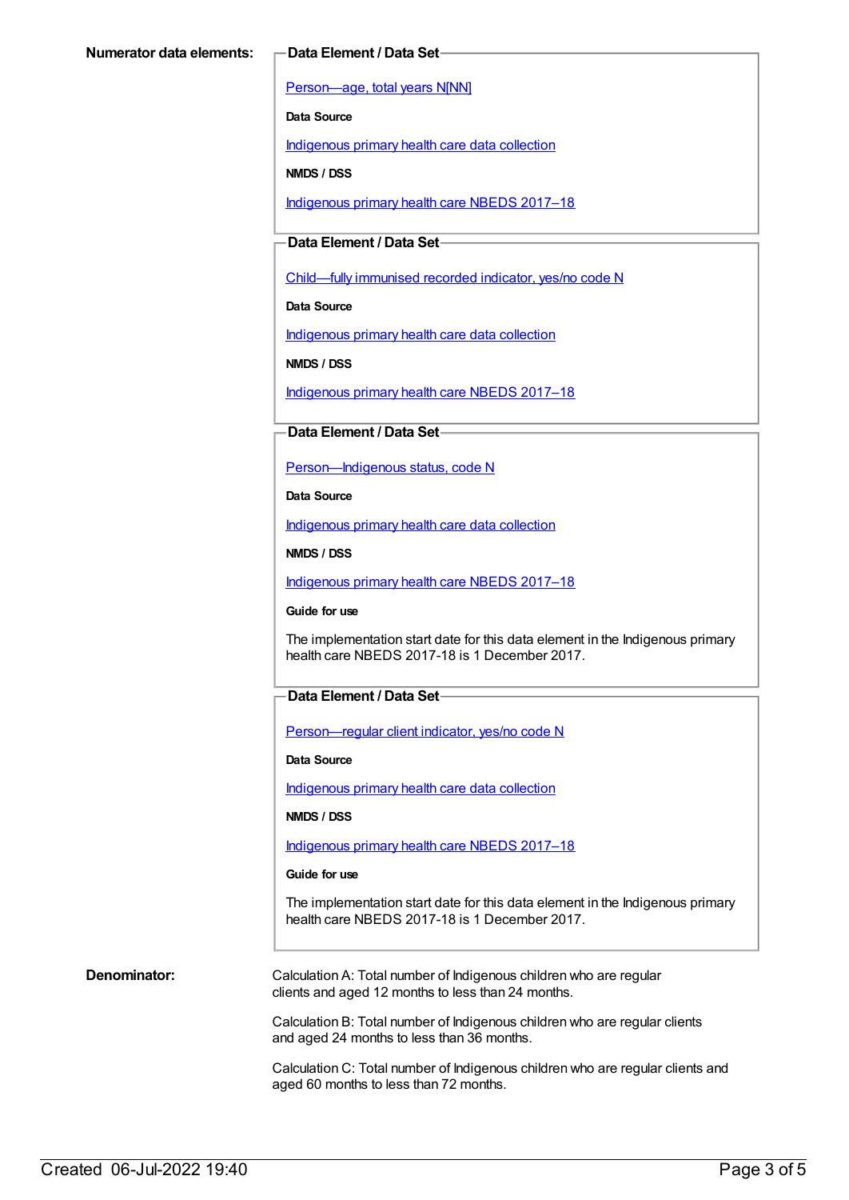**Numerator data elements:**

**Data Element / Data Set**

Person—age, total years N[NN]

**Data Source**

Indigenous primary health care data collection

**NMDS / DSS**

Indigenous primary health care NBEDS 2017–18

**Data Element / Data Set**

Child—fully immunised recorded indicator, yes/no code N

**Data Source**

Indigenous primary health care data collection

**NMDS / DSS**

Indigenous primary health care NBEDS 2017–18

**Data Element / Data Set**

Person—Indigenous status, code N

**Data Source**

Indigenous primary health care data collection

**NMDS / DSS**

Indigenous primary health care NBEDS 2017–18

**Guide for use**

The implementation start date for this data element in the Indigenous primary health care NBEDS 2017-18 is 1 December 2017.

**Data Element / Data Set**

Person—regular client indicator, yes/no code N

**Data Source**

Indigenous primary health care data collection

**NMDS / DSS**

Indigenous primary health care NBEDS 2017–18

**Guide for use**

The implementation start date for this data element in the Indigenous primary health care NBEDS 2017-18 is 1 December 2017.

**Denominator:**

Calculation A: Total number of Indigenous children who are regular clients and aged 12 months to less than 24 months.

Calculation B: Total number of Indigenous children who are regular clients and aged 24 months to less than 36 months.

Calculation C: Total number of Indigenous children who are regular clients and aged 60 months to less than 72 months.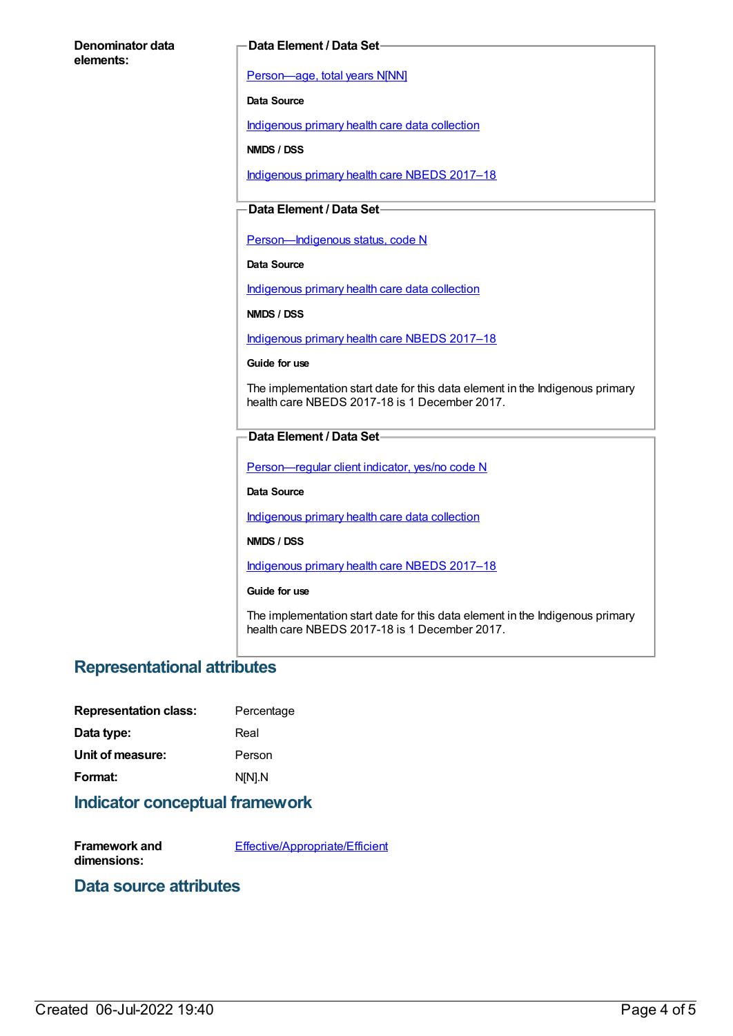**Denominator data elements:**

**Data Element / Data Set**

Person—age, total years N[NN]

**Data Source**

Indigenous primary health care data collection

**NMDS / DSS**

Indigenous primary health care NBEDS 2017–18

**Data Element / Data Set**

Person—Indigenous status, code N

**Data Source**

Indigenous primary health care data collection

**NMDS / DSS**

Indigenous primary health care NBEDS 2017–18

**Guide for use**

The implementation start date for this data element in the Indigenous primary health care NBEDS 2017-18 is 1 December 2017.

**Data Element / Data Set**

Person—regular client indicator, yes/no code N

**Data Source**

Indigenous primary health care data collection

**NMDS / DSS**

Indigenous primary health care NBEDS 2017–18

**Guide for use**

The implementation start date for this data element in the Indigenous primary health care NBEDS 2017-18 is 1 December 2017.

## Representational attributes

**Representation class:** Percentage

**Data type:** Real

**Unit of measure:** Person

**Format:** N[N].N

## Indicator conceptual framework

**Framework and dimensions:** Effective/Appropriate/Efficient

## Data source attributes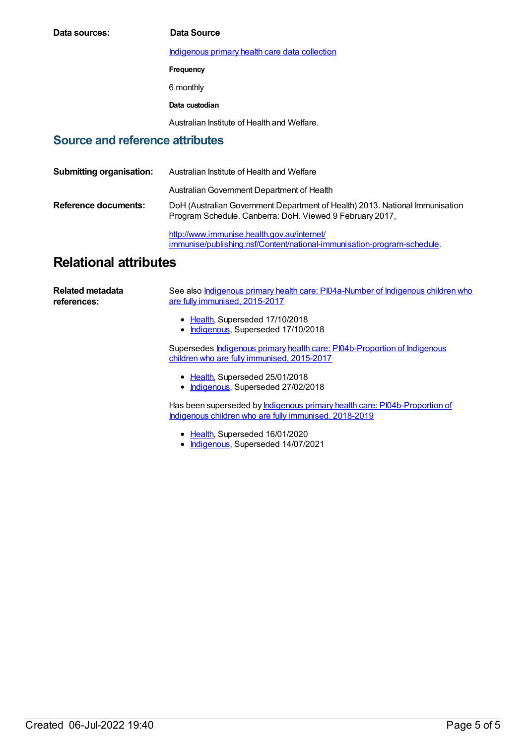**Data sources:**

**Data Source**

Indigenous primary health care data collection

**Frequency**

6 monthly

**Data custodian**

Australian Institute of Health and Welfare.

## Source and reference attributes

**Submitting organisation:** Australian Institute of Health and Welfare

Australian Government Department of Health

**Reference documents:** DoH (Australian Government Department of Health) 2013. National Immunisation Program Schedule. Canberra: DoH. Viewed 9 February 2017,

http://www.immunise.health.gov.au/internet/immunise/publishing.nsf/Content/national-immunisation-program-schedule.

# Relational attributes

**Related metadata references:**

See also Indigenous primary health care: PI04a-Number of Indigenous children who are fully immunised, 2015-2017

- Health, Superseded 17/10/2018
- Indigenous, Superseded 17/10/2018

Supersedes Indigenous primary health care: PI04b-Proportion of Indigenous children who are fully immunised, 2015-2017

- Health, Superseded 25/01/2018
- Indigenous, Superseded 27/02/2018

Has been superseded by Indigenous primary health care: PI04b-Proportion of Indigenous children who are fully immunised, 2018-2019

- Health, Superseded 16/01/2020
- Indigenous, Superseded 14/07/2021